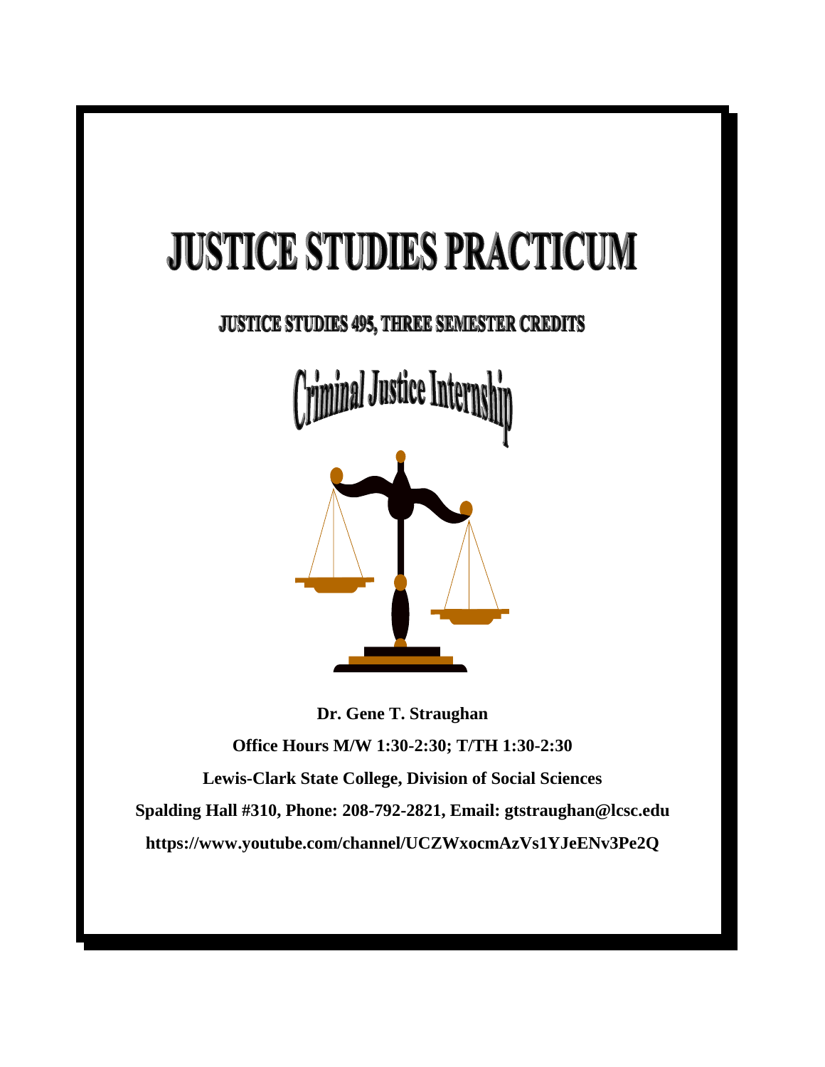# JUSTICE STUDIES PRACTICUM

## JUSTICE STUDIES 495, THREE SEMESTER CREDITS

## Criminal Justice Internship

**Dr. Gene T. Straughan**

**Office Hours M/W 1:30-2:30; T/TH 1:30-2:30**

**Lewis-Clark State College, Division of Social Sciences**

**Spalding Hall #310, Phone: 208-792-2821, Email: gtstraughan@lcsc.edu**

**https://www.youtube.com/channel/UCZWxocmAzVs1YJeENv3Pe2Q**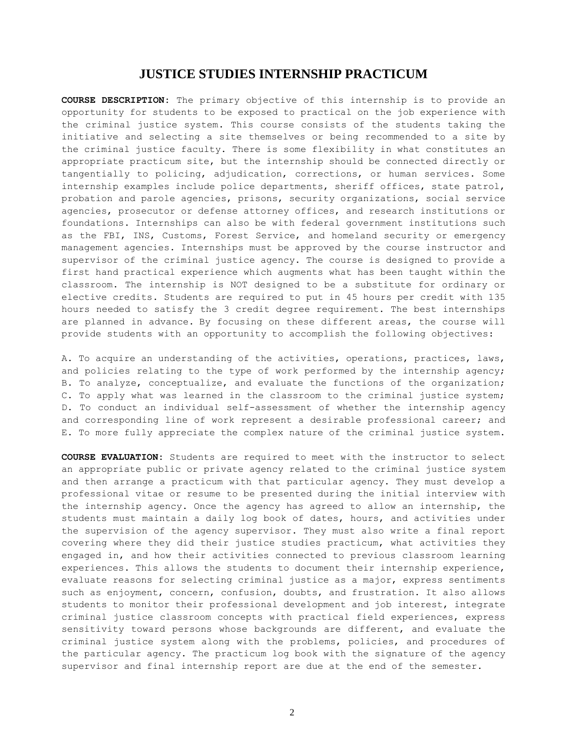# JUSTICE STUDIES INTERNSHIP PRACTICUM

**COURSE DESCRIPTION:** The primary objective of this internship is to provide an opportunity for students to be exposed to practical on the job experience with the criminal justice system. This course consists of the students taking the initiative and selecting a site themselves or being recommended to a site by the criminal justice faculty. There is some flexibility in what constitutes an appropriate practicum site, but the internship should be connected directly or tangentially to policing, adjudication, corrections, or human services. Some internship examples include police departments, sheriff offices, state patrol, probation and parole agencies, prisons, security organizations, social service agencies, prosecutor or defense attorney offices, and research institutions or foundations. Internships can also be with federal government institutions such as the FBI, INS, Customs, Forest Service, and homeland security or emergency management agencies. Internships must be approved by the course instructor and supervisor of the criminal justice agency. The course is designed to provide a first hand practical experience which augments what has been taught within the classroom. The internship is NOT designed to be a substitute for ordinary or elective credits. Students are required to put in 45 hours per credit with 135 hours needed to satisfy the 3 credit degree requirement. The best internships are planned in advance. By focusing on these different areas, the course will provide students with an opportunity to accomplish the following objectives:

A. To acquire an understanding of the activities, operations, practices, laws, and policies relating to the type of work performed by the internship agency;
B. To analyze, conceptualize, and evaluate the functions of the organization;
C. To apply what was learned in the classroom to the criminal justice system;
D. To conduct an individual self-assessment of whether the internship agency and corresponding line of work represent a desirable professional career; and
E. To more fully appreciate the complex nature of the criminal justice system.

**COURSE EVALUATION:** Students are required to meet with the instructor to select an appropriate public or private agency related to the criminal justice system and then arrange a practicum with that particular agency. They must develop a professional vitae or resume to be presented during the initial interview with the internship agency. Once the agency has agreed to allow an internship, the students must maintain a daily log book of dates, hours, and activities under the supervision of the agency supervisor. They must also write a final report covering where they did their justice studies practicum, what activities they engaged in, and how their activities connected to previous classroom learning experiences. This allows the students to document their internship experience, evaluate reasons for selecting criminal justice as a major, express sentiments such as enjoyment, concern, confusion, doubts, and frustration. It also allows students to monitor their professional development and job interest, integrate criminal justice classroom concepts with practical field experiences, express sensitivity toward persons whose backgrounds are different, and evaluate the criminal justice system along with the problems, policies, and procedures of the particular agency. The practicum log book with the signature of the agency supervisor and final internship report are due at the end of the semester.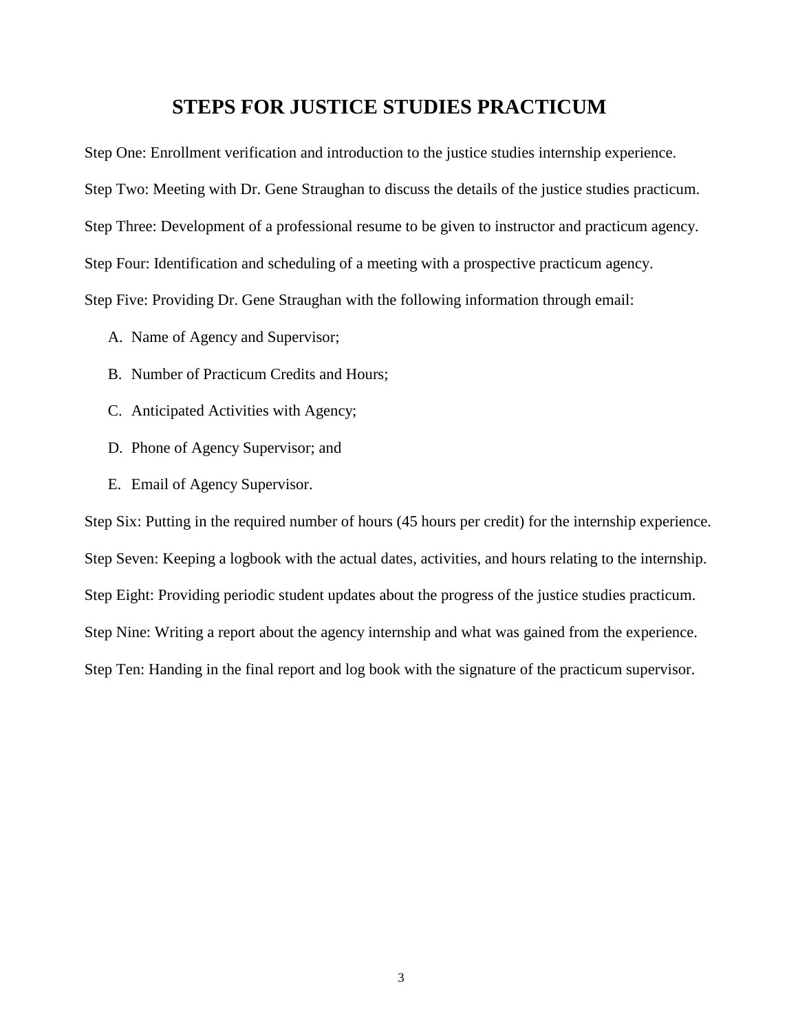# STEPS FOR JUSTICE STUDIES PRACTICUM

Step One: Enrollment verification and introduction to the justice studies internship experience.

Step Two: Meeting with Dr. Gene Straughan to discuss the details of the justice studies practicum.

Step Three: Development of a professional resume to be given to instructor and practicum agency.

Step Four: Identification and scheduling of a meeting with a prospective practicum agency.

Step Five: Providing Dr. Gene Straughan with the following information through email:

A. Name of Agency and Supervisor;
B. Number of Practicum Credits and Hours;
C. Anticipated Activities with Agency;
D. Phone of Agency Supervisor; and
E. Email of Agency Supervisor.

Step Six: Putting in the required number of hours (45 hours per credit) for the internship experience.

Step Seven: Keeping a logbook with the actual dates, activities, and hours relating to the internship.

Step Eight: Providing periodic student updates about the progress of the justice studies practicum.

Step Nine: Writing a report about the agency internship and what was gained from the experience.

Step Ten: Handing in the final report and log book with the signature of the practicum supervisor.